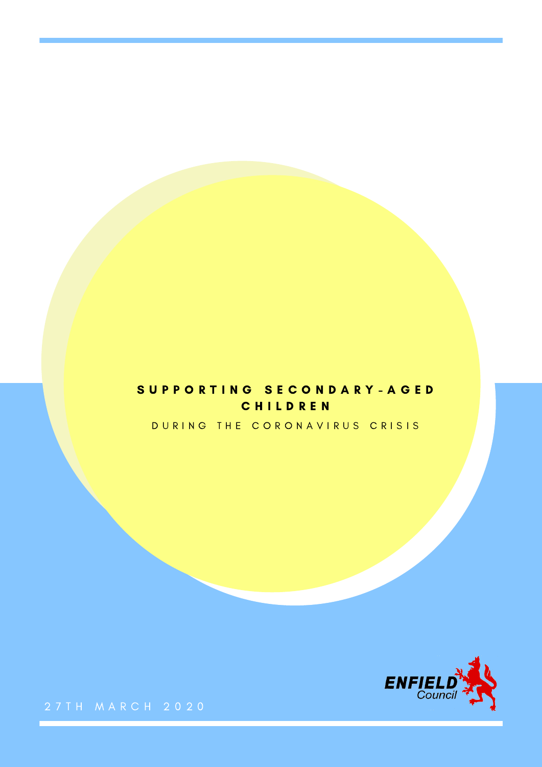# SUPPORTING SECONDARY-AGED CHILDREN

## DURING THE CORONAVIRUS CRISIS

ENFIELD Council

27TH MARCH 2020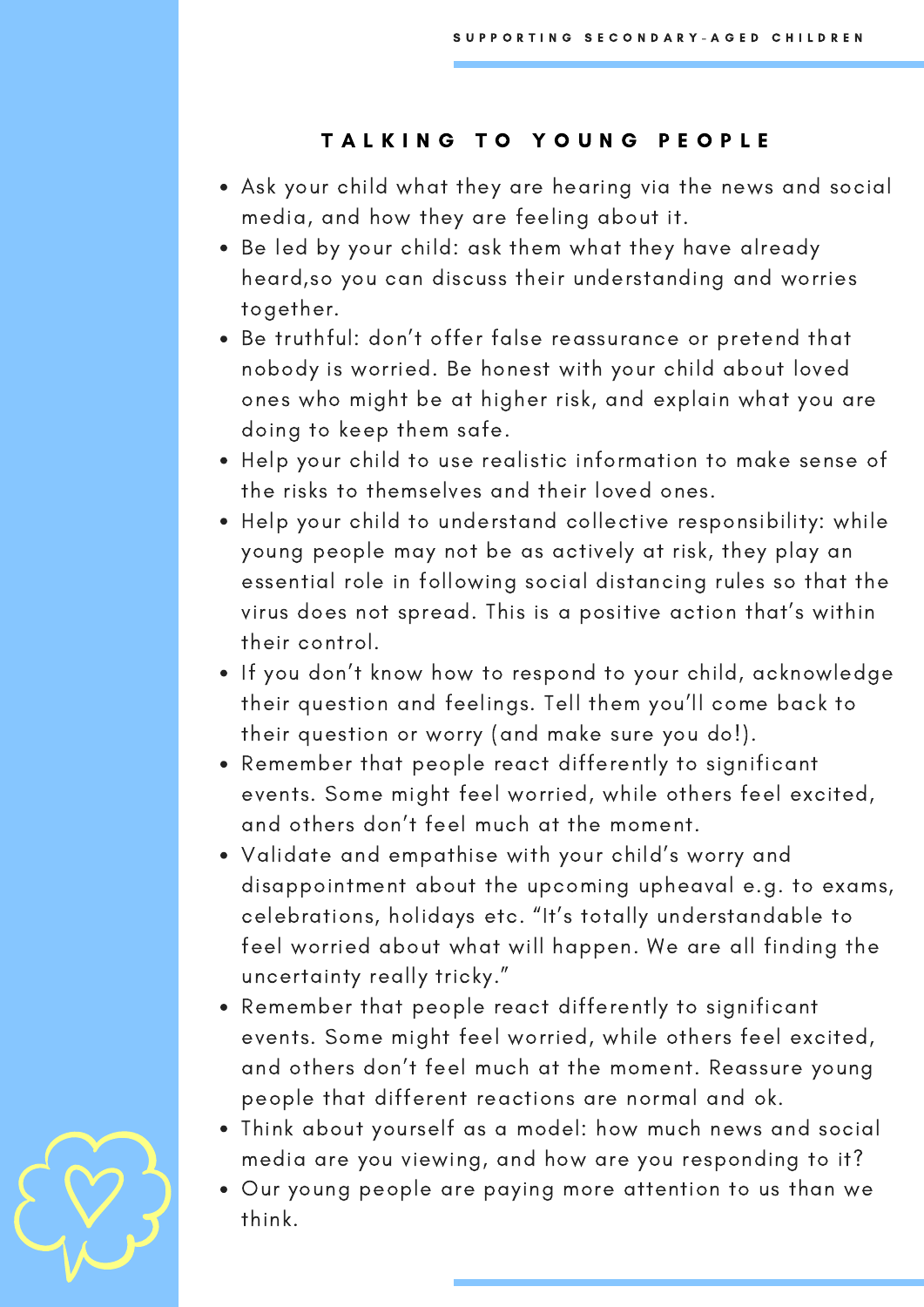## TALKING TO YOUNG PEOPLE

- Ask your child what they are hearing via the news and social media, and how they are feeling about it.
- Be led by your child: ask them what they have already heard,so you can discuss their understanding and worries together.
- Be truthful: don't offer false reassurance or pretend that nobody is worried. Be honest with your child about loved ones who might be at higher risk, and explain what you are doing to keep them safe.
- Help your child to use realistic information to make sense of the risks to themselves and their loved ones.
- Help your child to understand collective responsibility: while young people may not be as actively at risk, they play an essential role in following social distancing rules so that the virus does not spread. This is a positive action that's within their control.
- If you don't know how to respond to your child, acknowledge their question and feelings. Tell them you'll come back to their question or worry (and make sure you do!).
- Remember that people react differently to significant events. Some might feel worried, while others feel excited, and others don't feel much at the moment.
- Validate and empathise with your child's worry and disappointment about the upcoming upheaval e.g. to exams, celebrations, holidays etc. "It's totally understandable to feel worried about what will happen. We are all finding the uncertainty really tricky."
- Remember that people react differently to significant events. Some might feel worried, while others feel excited, and others don't feel much at the moment. Reassure young people that different reactions are normal and ok.
- Think about yourself as a model: how much news and social media are you viewing, and how are you responding to it?
- Our young people are paying more attention to us than we think.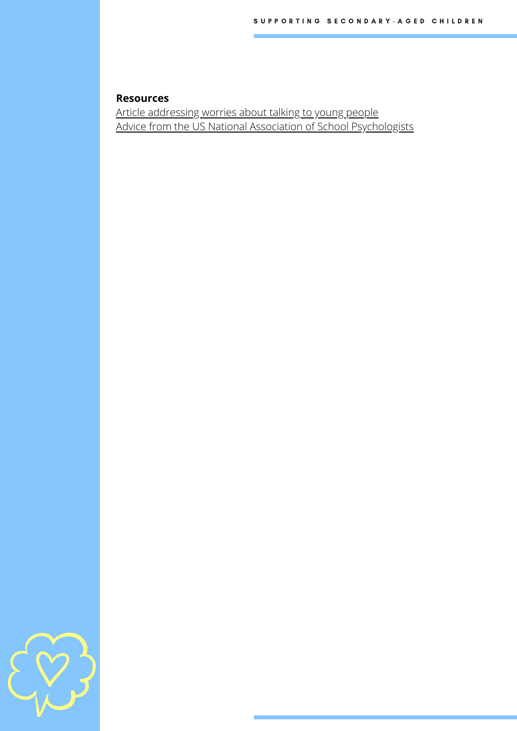**Resources**

Article addressing worries about talking to young people
Advice from the US National Association of School Psychologists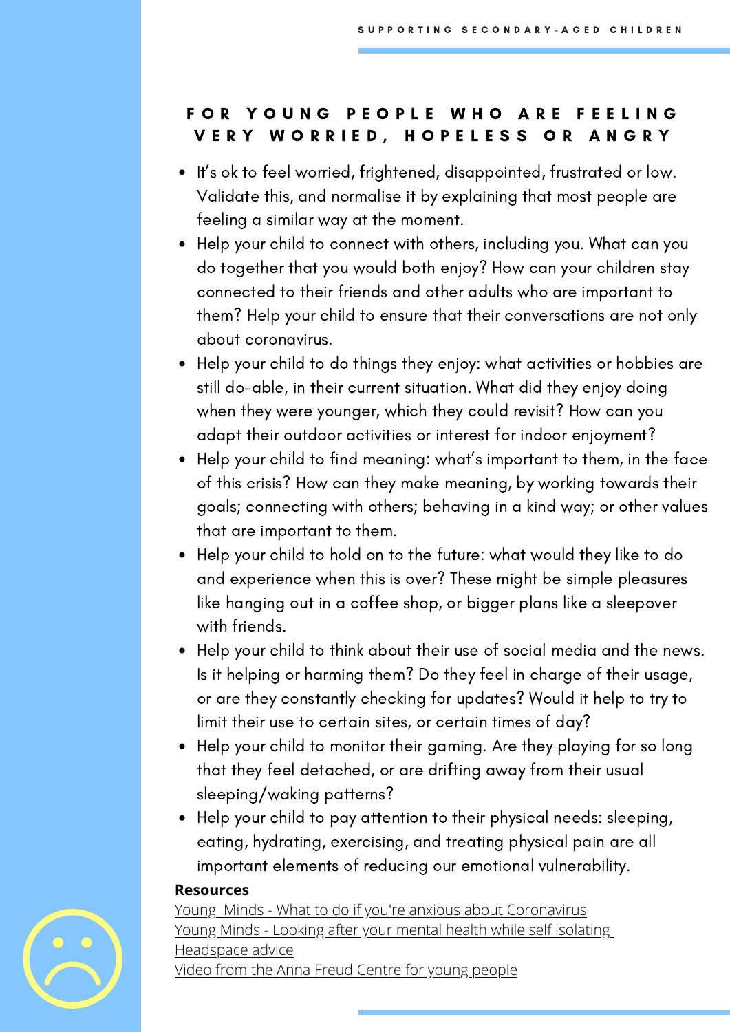## FOR YOUNG PEOPLE WHO ARE FEELING VERY WORRIED, HOPELESS OR ANGRY

- It's ok to feel worried, frightened, disappointed, frustrated or low. Validate this, and normalise it by explaining that most people are feeling a similar way at the moment.
- Help your child to connect with others, including you. What can you do together that you would both enjoy? How can your children stay connected to their friends and other adults who are important to them? Help your child to ensure that their conversations are not only about coronavirus.
- Help your child to do things they enjoy: what activities or hobbies are still do-able, in their current situation. What did they enjoy doing when they were younger, which they could revisit? How can you adapt their outdoor activities or interest for indoor enjoyment?
- Help your child to find meaning: what's important to them, in the face of this crisis? How can they make meaning, by working towards their goals; connecting with others; behaving in a kind way; or other values that are important to them.
- Help your child to hold on to the future: what would they like to do and experience when this is over? These might be simple pleasures like hanging out in a coffee shop, or bigger plans like a sleepover with friends.
- Help your child to think about their use of social media and the news. Is it helping or harming them? Do they feel in charge of their usage, or are they constantly checking for updates? Would it help to try to limit their use to certain sites, or certain times of day?
- Help your child to monitor their gaming. Are they playing for so long that they feel detached, or are drifting away from their usual sleeping/waking patterns?
- Help your child to pay attention to their physical needs: sleeping, eating, hydrating, exercising, and treating physical pain are all important elements of reducing our emotional vulnerability.

**Resources**

Young Minds - What to do if you're anxious about Coronavirus
Young Minds - Looking after your mental health while self isolating
Headspace advice
Video from the Anna Freud Centre for young people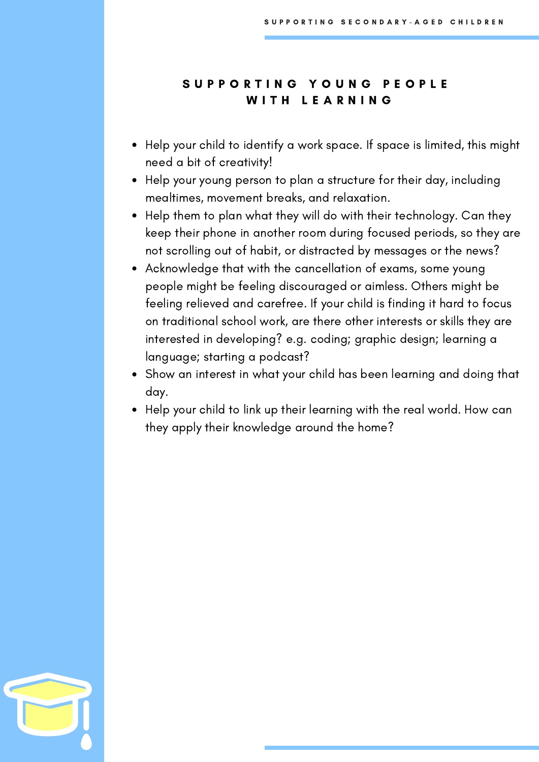# SUPPORTING YOUNG PEOPLE WITH LEARNING

- Help your child to identify a work space. If space is limited, this might need a bit of creativity!
- Help your young person to plan a structure for their day, including mealtimes, movement breaks, and relaxation.
- Help them to plan what they will do with their technology. Can they keep their phone in another room during focused periods, so they are not scrolling out of habit, or distracted by messages or the news?
- Acknowledge that with the cancellation of exams, some young people might be feeling discouraged or aimless. Others might be feeling relieved and carefree. If your child is finding it hard to focus on traditional school work, are there other interests or skills they are interested in developing? e.g. coding; graphic design; learning a language; starting a podcast?
- Show an interest in what your child has been learning and doing that day.
- Help your child to link up their learning with the real world. How can they apply their knowledge around the home?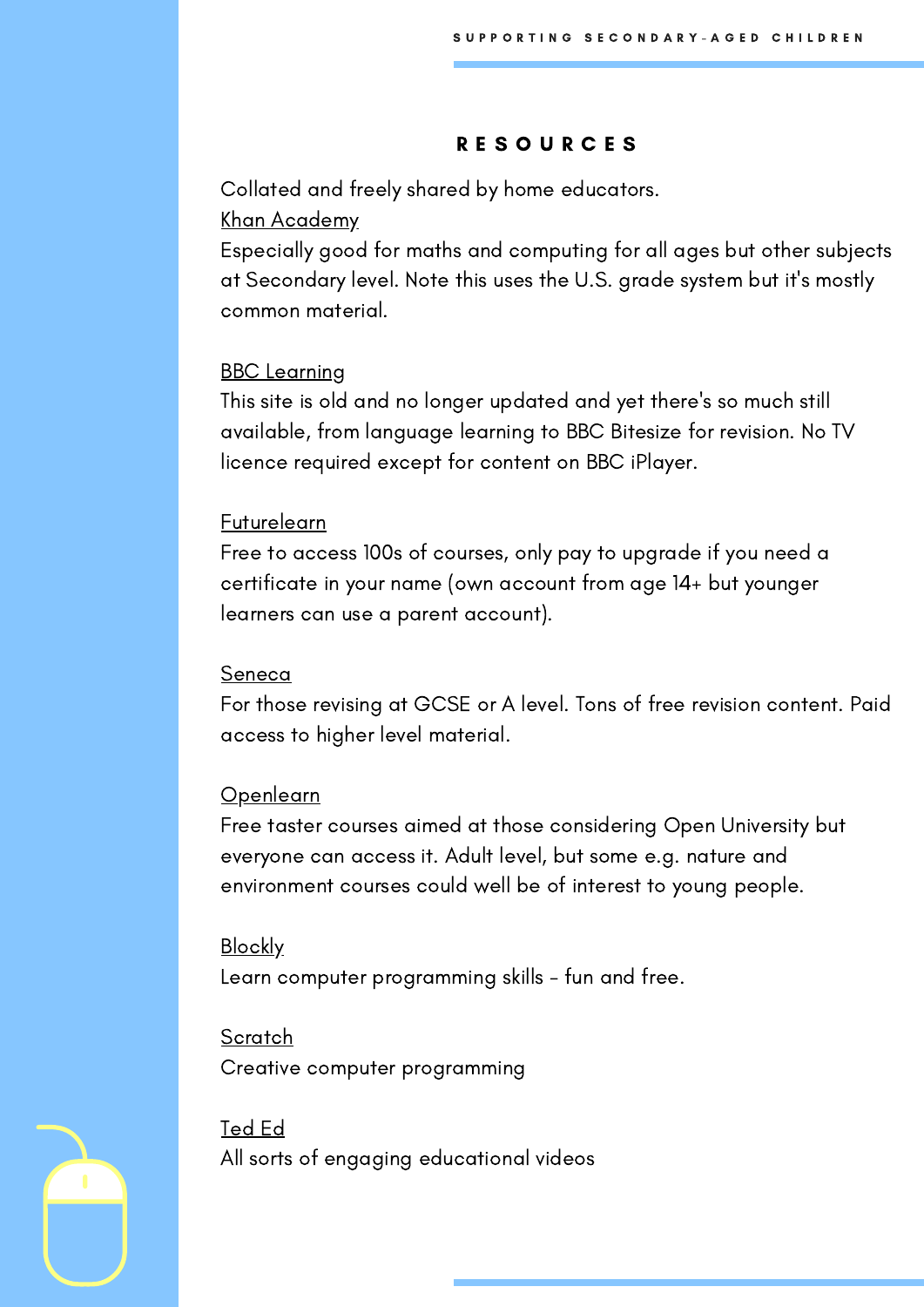## RESOURCES

Collated and freely shared by home educators.

Khan Academy
Especially good for maths and computing for all ages but other subjects at Secondary level. Note this uses the U.S. grade system but it's mostly common material.

BBC Learning
This site is old and no longer updated and yet there's so much still available, from language learning to BBC Bitesize for revision. No TV licence required except for content on BBC iPlayer.

Futurelearn
Free to access 100s of courses, only pay to upgrade if you need a certificate in your name (own account from age 14+ but younger learners can use a parent account).

Seneca
For those revising at GCSE or A level. Tons of free revision content. Paid access to higher level material.

Openlearn
Free taster courses aimed at those considering Open University but everyone can access it. Adult level, but some e.g. nature and environment courses could well be of interest to young people.

Blockly
Learn computer programming skills - fun and free.

Scratch
Creative computer programming

Ted Ed
All sorts of engaging educational videos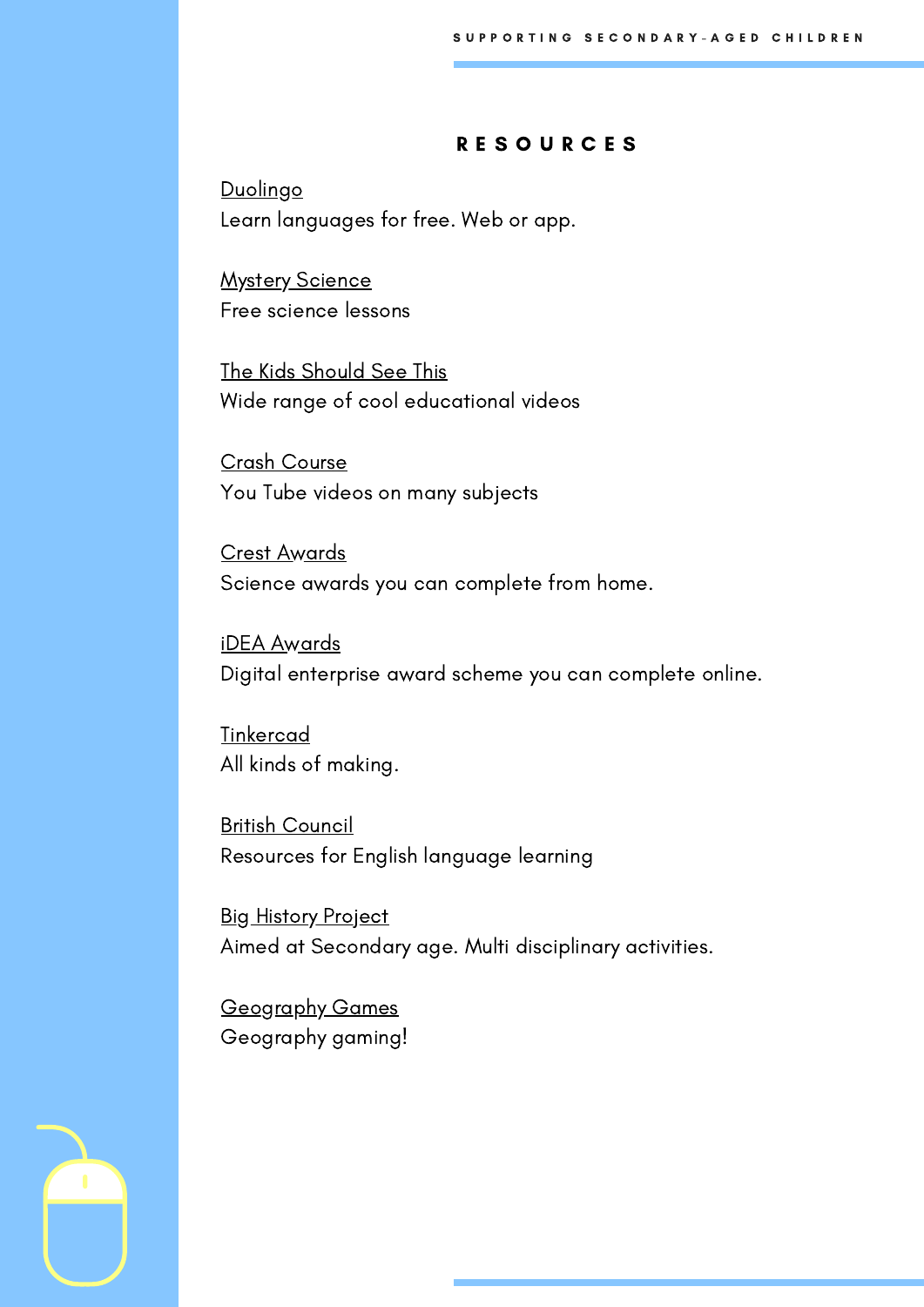# RESOURCES

Duolingo
Learn languages for free. Web or app.

Mystery Science
Free science lessons

The Kids Should See This
Wide range of cool educational videos

Crash Course
You Tube videos on many subjects

Crest Awards
Science awards you can complete from home.

iDEA Awards
Digital enterprise award scheme you can complete online.

Tinkercad
All kinds of making.

British Council
Resources for English language learning

Big History Project
Aimed at Secondary age. Multi disciplinary activities.

Geography Games
Geography gaming!